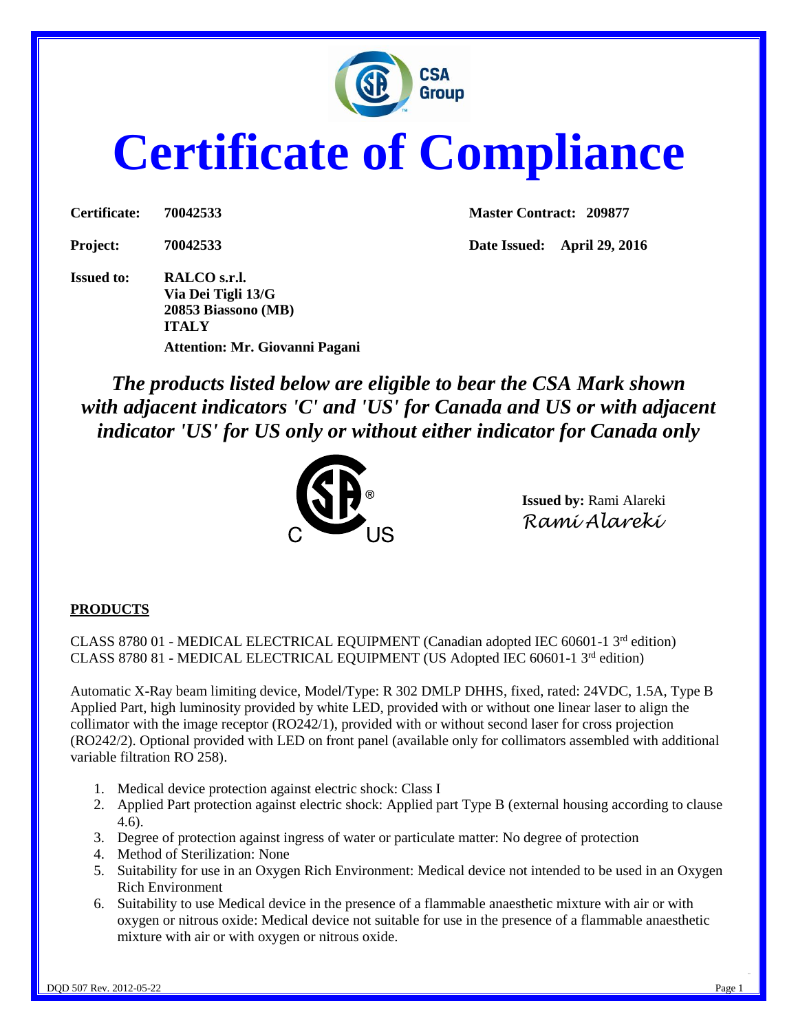# Certificate of Compliance

**Certificate:** 70042533

**Master Contract:** 209877

**Project:** 70042533

**Date Issued:** April 29, 2016

**Issued to:** RALCO s.r.l.
Via Dei Tigli 13/G
20853 Biassono (MB)
ITALY
Attention: Mr. Giovanni Pagani

***The products listed below are eligible to bear the CSA Mark shown with adjacent indicators 'C' and 'US' for Canada and US or with adjacent indicator 'US' for US only or without either indicator for Canada only***

**Issued by:** Rami Alareki
*Rami Alareki*

## PRODUCTS

CLASS 8780 01 - MEDICAL ELECTRICAL EQUIPMENT (Canadian adopted IEC 60601-1 3rd edition)
CLASS 8780 81 - MEDICAL ELECTRICAL EQUIPMENT (US Adopted IEC 60601-1 3rd edition)

Automatic X-Ray beam limiting device, Model/Type: R 302 DMLP DHHS, fixed, rated: 24VDC, 1.5A, Type B Applied Part, high luminosity provided by white LED, provided with or without one linear laser to align the collimator with the image receptor (RO242/1), provided with or without second laser for cross projection (RO242/2). Optional provided with LED on front panel (available only for collimators assembled with additional variable filtration RO 258).

1. Medical device protection against electric shock: Class I
2. Applied Part protection against electric shock: Applied part Type B (external housing according to clause 4.6).
3. Degree of protection against ingress of water or particulate matter: No degree of protection
4. Method of Sterilization: None
5. Suitability for use in an Oxygen Rich Environment: Medical device not intended to be used in an Oxygen Rich Environment
6. Suitability to use Medical device in the presence of a flammable anaesthetic mixture with air or with oxygen or nitrous oxide: Medical device not suitable for use in the presence of a flammable anaesthetic mixture with air or with oxygen or nitrous oxide.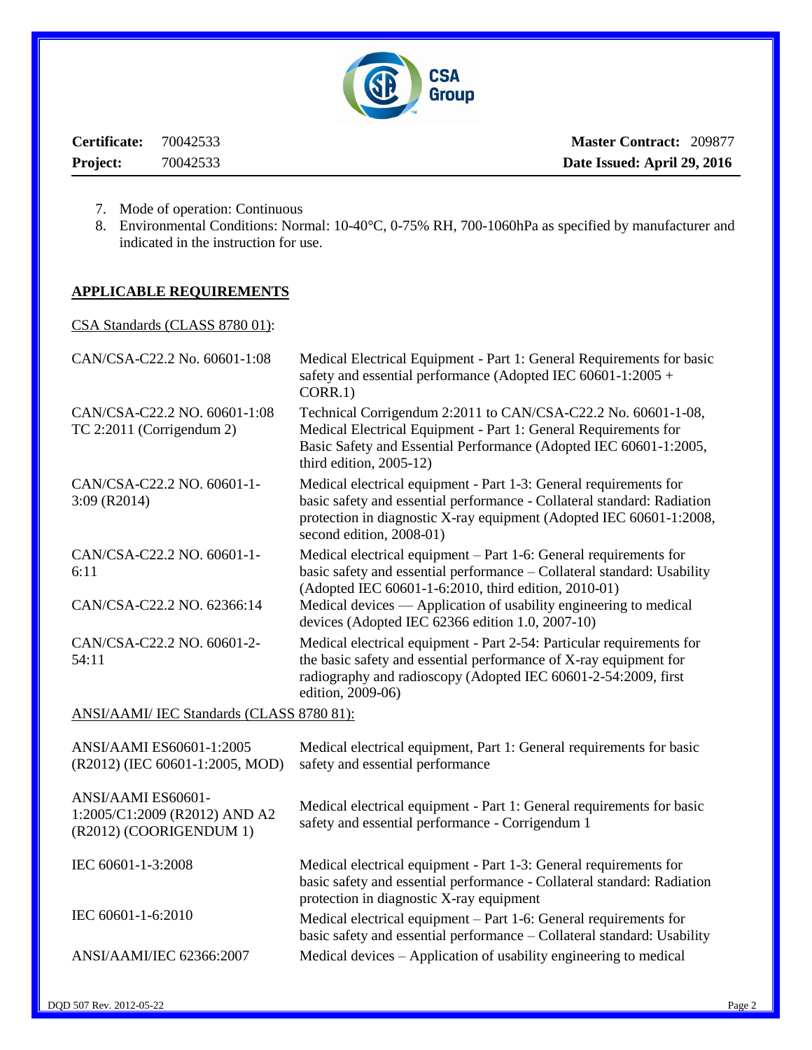**Certificate:** 70042533 **Master Contract:** 209877

**Project:** 70042533 **Date Issued: April 29, 2016**

7. Mode of operation: Continuous
8. Environmental Conditions: Normal: 10-40°C, 0-75% RH, 700-1060hPa as specified by manufacturer and indicated in the instruction for use.

## APPLICABLE REQUIREMENTS

CSA Standards (CLASS 8780 01):

| | |
|---|---|
| CAN/CSA-C22.2 No. 60601-1:08 | Medical Electrical Equipment - Part 1: General Requirements for basic safety and essential performance (Adopted IEC 60601-1:2005 + CORR.1) |
| CAN/CSA-C22.2 NO. 60601-1:08 TC 2:2011 (Corrigendum 2) | Technical Corrigendum 2:2011 to CAN/CSA-C22.2 No. 60601-1-08, Medical Electrical Equipment - Part 1: General Requirements for Basic Safety and Essential Performance (Adopted IEC 60601-1:2005, third edition, 2005-12) |
| CAN/CSA-C22.2 NO. 60601-1-3:09 (R2014) | Medical electrical equipment - Part 1-3: General requirements for basic safety and essential performance - Collateral standard: Radiation protection in diagnostic X-ray equipment (Adopted IEC 60601-1:2008, second edition, 2008-01) |
| CAN/CSA-C22.2 NO. 60601-1-6:11 | Medical electrical equipment – Part 1-6: General requirements for basic safety and essential performance – Collateral standard: Usability (Adopted IEC 60601-1-6:2010, third edition, 2010-01) |
| CAN/CSA-C22.2 NO. 62366:14 | Medical devices — Application of usability engineering to medical devices (Adopted IEC 62366 edition 1.0, 2007-10) |
| CAN/CSA-C22.2 NO. 60601-2-54:11 | Medical electrical equipment - Part 2-54: Particular requirements for the basic safety and essential performance of X-ray equipment for radiography and radioscopy (Adopted IEC 60601-2-54:2009, first edition, 2009-06) |

ANSI/AAMI/ IEC Standards (CLASS 8780 81):

| | |
|---|---|
| ANSI/AAMI ES60601-1:2005 (R2012) (IEC 60601-1:2005, MOD) | Medical electrical equipment, Part 1: General requirements for basic safety and essential performance |
| ANSI/AAMI ES60601-1:2005/C1:2009 (R2012) AND A2 (R2012) (COORIGENDUM 1) | Medical electrical equipment - Part 1: General requirements for basic safety and essential performance - Corrigendum 1 |
| IEC 60601-1-3:2008 | Medical electrical equipment - Part 1-3: General requirements for basic safety and essential performance - Collateral standard: Radiation protection in diagnostic X-ray equipment |
| IEC 60601-1-6:2010 | Medical electrical equipment – Part 1-6: General requirements for basic safety and essential performance – Collateral standard: Usability |
| ANSI/AAMI/IEC 62366:2007 | Medical devices – Application of usability engineering to medical |

DQD 507 Rev. 2012-05-22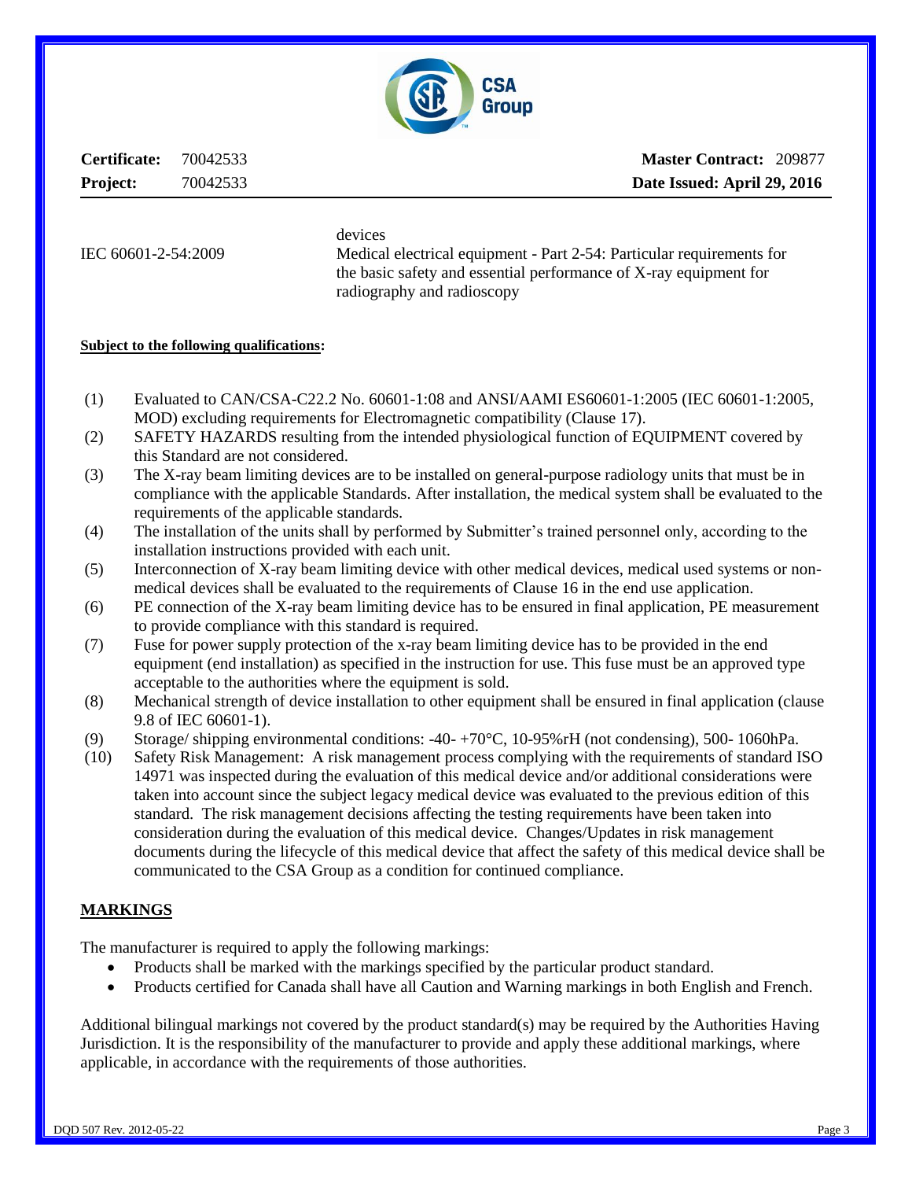**Certificate:** 70042533 **Master Contract:** 209877

**Project:** 70042533 **Date Issued: April 29, 2016**

| | |
|---|---|
| | devices |
| IEC 60601-2-54:2009 | Medical electrical equipment - Part 2-54: Particular requirements for the basic safety and essential performance of X-ray equipment for radiography and radioscopy |

**Subject to the following qualifications:**

(1) Evaluated to CAN/CSA-C22.2 No. 60601-1:08 and ANSI/AAMI ES60601-1:2005 (IEC 60601-1:2005, MOD) excluding requirements for Electromagnetic compatibility (Clause 17).

(2) SAFETY HAZARDS resulting from the intended physiological function of EQUIPMENT covered by this Standard are not considered.

(3) The X-ray beam limiting devices are to be installed on general-purpose radiology units that must be in compliance with the applicable Standards. After installation, the medical system shall be evaluated to the requirements of the applicable standards.

(4) The installation of the units shall by performed by Submitter's trained personnel only, according to the installation instructions provided with each unit.

(5) Interconnection of X-ray beam limiting device with other medical devices, medical used systems or non-medical devices shall be evaluated to the requirements of Clause 16 in the end use application.

(6) PE connection of the X-ray beam limiting device has to be ensured in final application, PE measurement to provide compliance with this standard is required.

(7) Fuse for power supply protection of the x-ray beam limiting device has to be provided in the end equipment (end installation) as specified in the instruction for use. This fuse must be an approved type acceptable to the authorities where the equipment is sold.

(8) Mechanical strength of device installation to other equipment shall be ensured in final application (clause 9.8 of IEC 60601-1).

(9) Storage/ shipping environmental conditions: -40- +70°C, 10-95%rH (not condensing), 500- 1060hPa.

(10) Safety Risk Management: A risk management process complying with the requirements of standard ISO 14971 was inspected during the evaluation of this medical device and/or additional considerations were taken into account since the subject legacy medical device was evaluated to the previous edition of this standard. The risk management decisions affecting the testing requirements have been taken into consideration during the evaluation of this medical device. Changes/Updates in risk management documents during the lifecycle of this medical device that affect the safety of this medical device shall be communicated to the CSA Group as a condition for continued compliance.

## MARKINGS

The manufacturer is required to apply the following markings:

- Products shall be marked with the markings specified by the particular product standard.
- Products certified for Canada shall have all Caution and Warning markings in both English and French.

Additional bilingual markings not covered by the product standard(s) may be required by the Authorities Having Jurisdiction. It is the responsibility of the manufacturer to provide and apply these additional markings, where applicable, in accordance with the requirements of those authorities.

DQD 507 Rev. 2012-05-22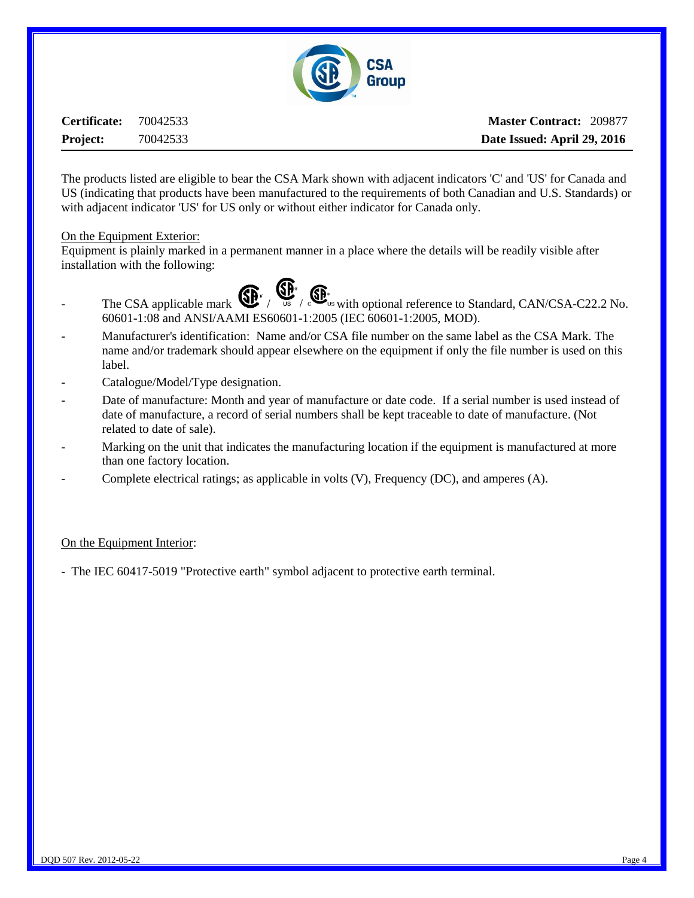**Certificate:** 70042533 **Master Contract:** 209877

**Project:** 70042533 **Date Issued: April 29, 2016**

The products listed are eligible to bear the CSA Mark shown with adjacent indicators 'C' and 'US' for Canada and US (indicating that products have been manufactured to the requirements of both Canadian and U.S. Standards) or with adjacent indicator 'US' for US only or without either indicator for Canada only.

On the Equipment Exterior:

Equipment is plainly marked in a permanent manner in a place where the details will be readily visible after installation with the following:

- The CSA applicable mark / US / C US with optional reference to Standard, CAN/CSA-C22.2 No. 60601-1:08 and ANSI/AAMI ES60601-1:2005 (IEC 60601-1:2005, MOD).
- Manufacturer's identification: Name and/or CSA file number on the same label as the CSA Mark. The name and/or trademark should appear elsewhere on the equipment if only the file number is used on this label.
- Catalogue/Model/Type designation.
- Date of manufacture: Month and year of manufacture or date code. If a serial number is used instead of date of manufacture, a record of serial numbers shall be kept traceable to date of manufacture. (Not related to date of sale).
- Marking on the unit that indicates the manufacturing location if the equipment is manufactured at more than one factory location.
- Complete electrical ratings; as applicable in volts (V), Frequency (DC), and amperes (A).

On the Equipment Interior:

- The IEC 60417-5019 "Protective earth" symbol adjacent to protective earth terminal.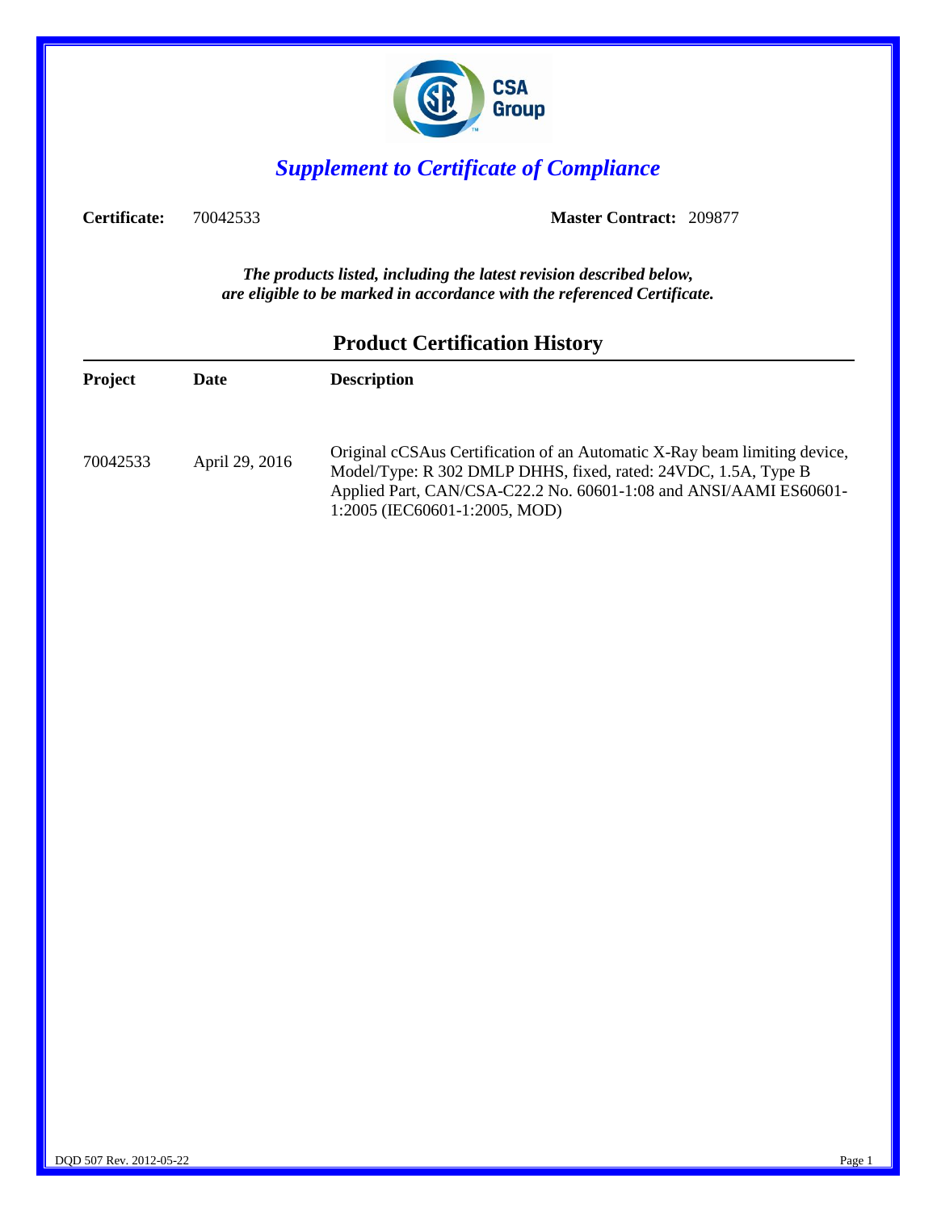CSA Group

# *Supplement to Certificate of Compliance*

**Certificate:** 70042533 **Master Contract:** 209877

***The products listed, including the latest revision described below, are eligible to be marked in accordance with the referenced Certificate.***

## Product Certification History

| Project | Date | Description |
|---|---|---|
| 70042533 | April 29, 2016 | Original cCSAus Certification of an Automatic X-Ray beam limiting device, Model/Type: R 302 DMLP DHHS, fixed, rated: 24VDC, 1.5A, Type B Applied Part, CAN/CSA-C22.2 No. 60601-1:08 and ANSI/AAMI ES60601-1:2005 (IEC60601-1:2005, MOD) |

DQD 507 Rev. 2012-05-22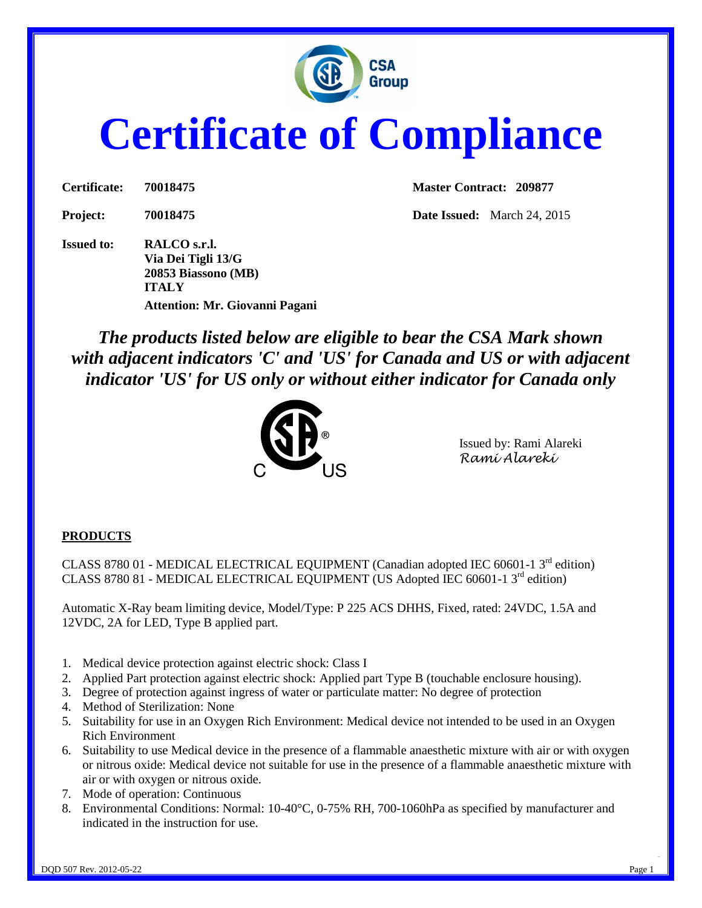CSA Group

# Certificate of Compliance

| | | | |
|---|---|---|---|
| **Certificate:** | **70018475** | **Master Contract:** | **209877** |
| **Project:** | **70018475** | **Date Issued:** | March 24, 2015 |

**Issued to:** **RALCO s.r.l.**
**Via Dei Tigli 13/G**
**20853 Biassono (MB)**
**ITALY**
**Attention: Mr. Giovanni Pagani**

***The products listed below are eligible to bear the CSA Mark shown with adjacent indicators 'C' and 'US' for Canada and US or with adjacent indicator 'US' for US only or without either indicator for Canada only***

Issued by: Rami Alareki
*Rami Alareki*

**PRODUCTS**

CLASS 8780 01 - MEDICAL ELECTRICAL EQUIPMENT (Canadian adopted IEC 60601-1 3rd edition)
CLASS 8780 81 - MEDICAL ELECTRICAL EQUIPMENT (US Adopted IEC 60601-1 3rd edition)

Automatic X-Ray beam limiting device, Model/Type: P 225 ACS DHHS, Fixed, rated: 24VDC, 1.5A and 12VDC, 2A for LED, Type B applied part.

1. Medical device protection against electric shock: Class I
2. Applied Part protection against electric shock: Applied part Type B (touchable enclosure housing).
3. Degree of protection against ingress of water or particulate matter: No degree of protection
4. Method of Sterilization: None
5. Suitability for use in an Oxygen Rich Environment: Medical device not intended to be used in an Oxygen Rich Environment
6. Suitability to use Medical device in the presence of a flammable anaesthetic mixture with air or with oxygen or nitrous oxide: Medical device not suitable for use in the presence of a flammable anaesthetic mixture with air or with oxygen or nitrous oxide.
7. Mode of operation: Continuous
8. Environmental Conditions: Normal: 10-40°C, 0-75% RH, 700-1060hPa as specified by manufacturer and indicated in the instruction for use.

DQD 507 Rev. 2012-05-22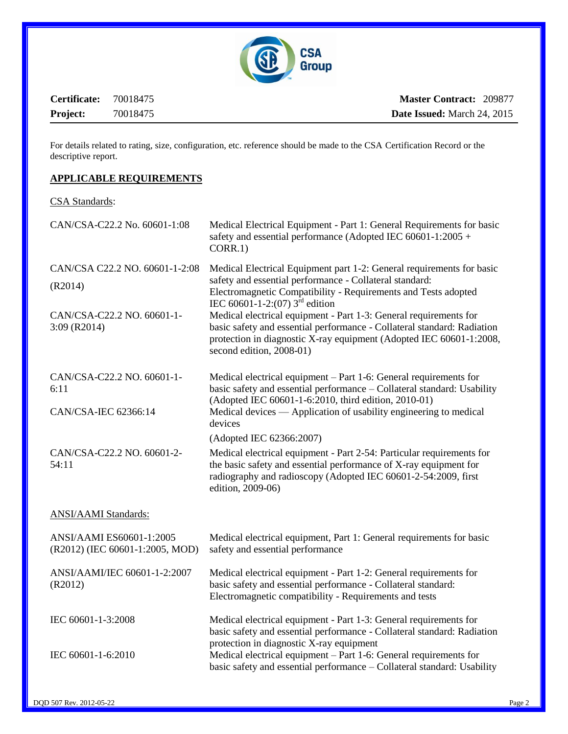**Certificate:** 70018475 **Master Contract:** 209877

**Project:** 70018475 **Date Issued:** March 24, 2015

For details related to rating, size, configuration, etc. reference should be made to the CSA Certification Record or the descriptive report.

## APPLICABLE REQUIREMENTS

CSA Standards:

| | |
|---|---|
| CAN/CSA-C22.2 No. 60601-1:08 | Medical Electrical Equipment - Part 1: General Requirements for basic safety and essential performance (Adopted IEC 60601-1:2005 + CORR.1) |
| CAN/CSA C22.2 NO. 60601-1-2:08 (R2014) | Medical Electrical Equipment part 1-2: General requirements for basic safety and essential performance - Collateral standard: Electromagnetic Compatibility - Requirements and Tests adopted IEC 60601-1-2:(07) 3rd edition |
| CAN/CSA-C22.2 NO. 60601-1-3:09 (R2014) | Medical electrical equipment - Part 1-3: General requirements for basic safety and essential performance - Collateral standard: Radiation protection in diagnostic X-ray equipment (Adopted IEC 60601-1:2008, second edition, 2008-01) |
| CAN/CSA-C22.2 NO. 60601-1-6:11 | Medical electrical equipment – Part 1-6: General requirements for basic safety and essential performance – Collateral standard: Usability (Adopted IEC 60601-1-6:2010, third edition, 2010-01) |
| CAN/CSA-IEC 62366:14 | Medical devices — Application of usability engineering to medical devices (Adopted IEC 62366:2007) |
| CAN/CSA-C22.2 NO. 60601-2-54:11 | Medical electrical equipment - Part 2-54: Particular requirements for the basic safety and essential performance of X-ray equipment for radiography and radioscopy (Adopted IEC 60601-2-54:2009, first edition, 2009-06) |

ANSI/AAMI Standards:

| | |
|---|---|
| ANSI/AAMI ES60601-1:2005 (R2012) (IEC 60601-1:2005, MOD) | Medical electrical equipment, Part 1: General requirements for basic safety and essential performance |
| ANSI/AAMI/IEC 60601-1-2:2007 (R2012) | Medical electrical equipment - Part 1-2: General requirements for basic safety and essential performance - Collateral standard: Electromagnetic compatibility - Requirements and tests |
| IEC 60601-1-3:2008 | Medical electrical equipment - Part 1-3: General requirements for basic safety and essential performance - Collateral standard: Radiation protection in diagnostic X-ray equipment |
| IEC 60601-1-6:2010 | Medical electrical equipment – Part 1-6: General requirements for basic safety and essential performance – Collateral standard: Usability |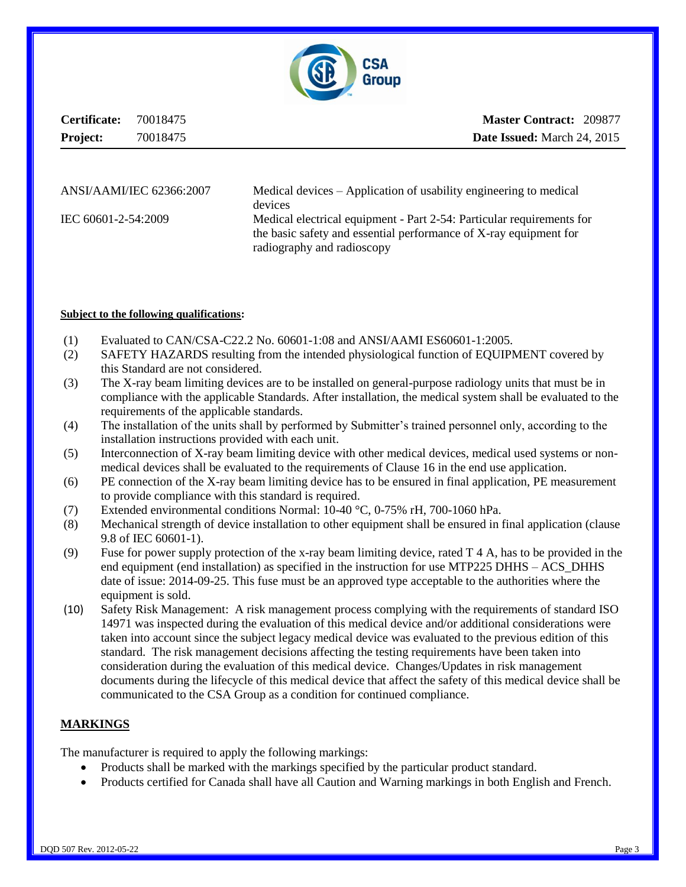**Certificate:** 70018475

**Project:** 70018475

**Master Contract:** 209877

**Date Issued:** March 24, 2015

| | |
|---|---|
| ANSI/AAMI/IEC 62366:2007 | Medical devices – Application of usability engineering to medical devices |
| IEC 60601-2-54:2009 | Medical electrical equipment - Part 2-54: Particular requirements for the basic safety and essential performance of X-ray equipment for radiography and radioscopy |

**Subject to the following qualifications:**

(1) Evaluated to CAN/CSA-C22.2 No. 60601-1:08 and ANSI/AAMI ES60601-1:2005.

(2) SAFETY HAZARDS resulting from the intended physiological function of EQUIPMENT covered by this Standard are not considered.

(3) The X-ray beam limiting devices are to be installed on general-purpose radiology units that must be in compliance with the applicable Standards. After installation, the medical system shall be evaluated to the requirements of the applicable standards.

(4) The installation of the units shall by performed by Submitter's trained personnel only, according to the installation instructions provided with each unit.

(5) Interconnection of X-ray beam limiting device with other medical devices, medical used systems or non-medical devices shall be evaluated to the requirements of Clause 16 in the end use application.

(6) PE connection of the X-ray beam limiting device has to be ensured in final application, PE measurement to provide compliance with this standard is required.

(7) Extended environmental conditions Normal: 10-40 °C, 0-75% rH, 700-1060 hPa.

(8) Mechanical strength of device installation to other equipment shall be ensured in final application (clause 9.8 of IEC 60601-1).

(9) Fuse for power supply protection of the x-ray beam limiting device, rated T 4 A, has to be provided in the end equipment (end installation) as specified in the instruction for use MTP225 DHHS – ACS_DHHS date of issue: 2014-09-25. This fuse must be an approved type acceptable to the authorities where the equipment is sold.

(10) Safety Risk Management: A risk management process complying with the requirements of standard ISO 14971 was inspected during the evaluation of this medical device and/or additional considerations were taken into account since the subject legacy medical device was evaluated to the previous edition of this standard. The risk management decisions affecting the testing requirements have been taken into consideration during the evaluation of this medical device. Changes/Updates in risk management documents during the lifecycle of this medical device that affect the safety of this medical device shall be communicated to the CSA Group as a condition for continued compliance.

## MARKINGS

The manufacturer is required to apply the following markings:

- Products shall be marked with the markings specified by the particular product standard.
- Products certified for Canada shall have all Caution and Warning markings in both English and French.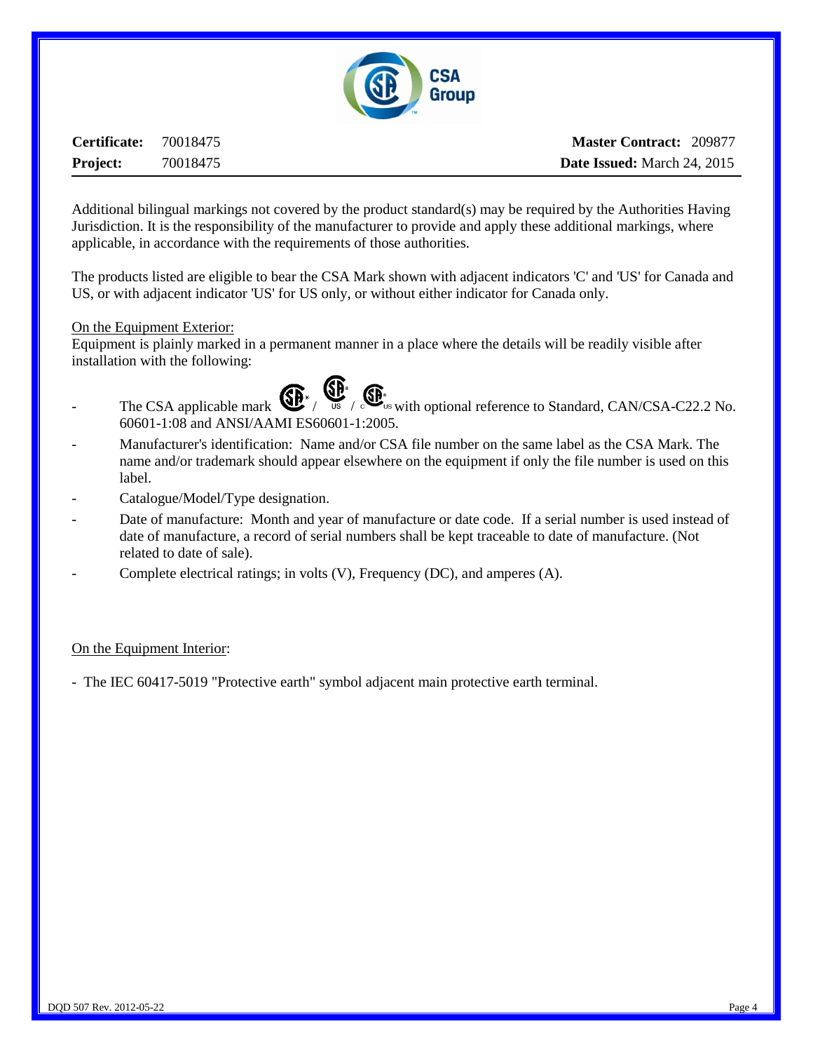**Certificate:** 70018475

**Project:** 70018475

**Master Contract:** 209877

**Date Issued:** March 24, 2015

Additional bilingual markings not covered by the product standard(s) may be required by the Authorities Having Jurisdiction. It is the responsibility of the manufacturer to provide and apply these additional markings, where applicable, in accordance with the requirements of those authorities.

The products listed are eligible to bear the CSA Mark shown with adjacent indicators 'C' and 'US' for Canada and US, or with adjacent indicator 'US' for US only, or without either indicator for Canada only.

On the Equipment Exterior:

Equipment is plainly marked in a permanent manner in a place where the details will be readily visible after installation with the following:

- The CSA applicable mark / US / C US with optional reference to Standard, CAN/CSA-C22.2 No. 60601-1:08 and ANSI/AAMI ES60601-1:2005.
- Manufacturer's identification: Name and/or CSA file number on the same label as the CSA Mark. The name and/or trademark should appear elsewhere on the equipment if only the file number is used on this label.
- Catalogue/Model/Type designation.
- Date of manufacture: Month and year of manufacture or date code. If a serial number is used instead of date of manufacture, a record of serial numbers shall be kept traceable to date of manufacture. (Not related to date of sale).
- Complete electrical ratings; in volts (V), Frequency (DC), and amperes (A).

On the Equipment Interior:

- The IEC 60417-5019 "Protective earth" symbol adjacent main protective earth terminal.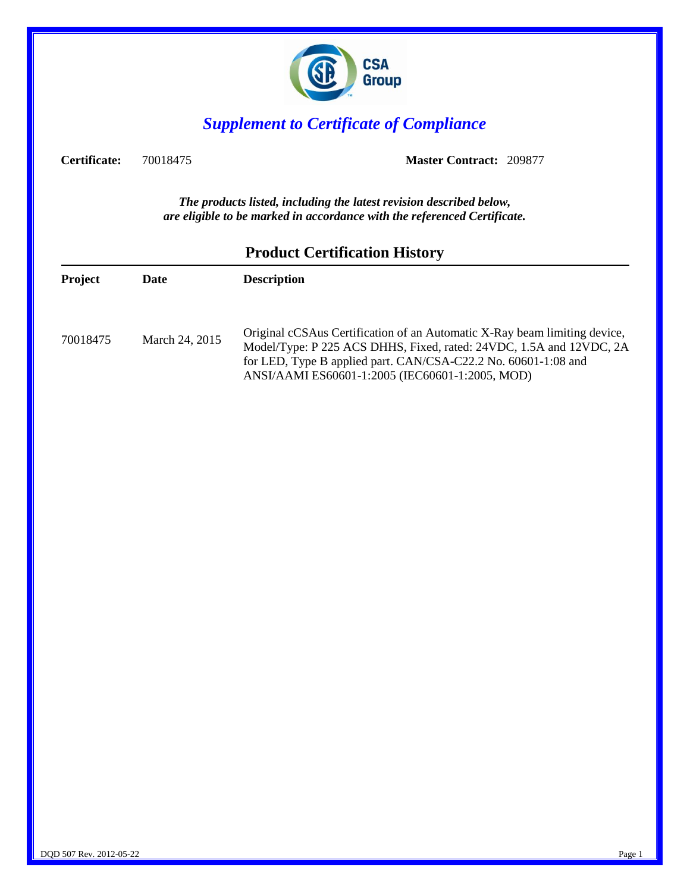# *Supplement to Certificate of Compliance*

**Certificate:** 70018475 **Master Contract:** 209877

***The products listed, including the latest revision described below, are eligible to be marked in accordance with the referenced Certificate.***

## Product Certification History

| Project | Date | Description |
|---|---|---|
| 70018475 | March 24, 2015 | Original cCSAus Certification of an Automatic X-Ray beam limiting device, Model/Type: P 225 ACS DHHS, Fixed, rated: 24VDC, 1.5A and 12VDC, 2A for LED, Type B applied part. CAN/CSA-C22.2 No. 60601-1:08 and ANSI/AAMI ES60601-1:2005 (IEC60601-1:2005, MOD) |

DQD 507 Rev. 2012-05-22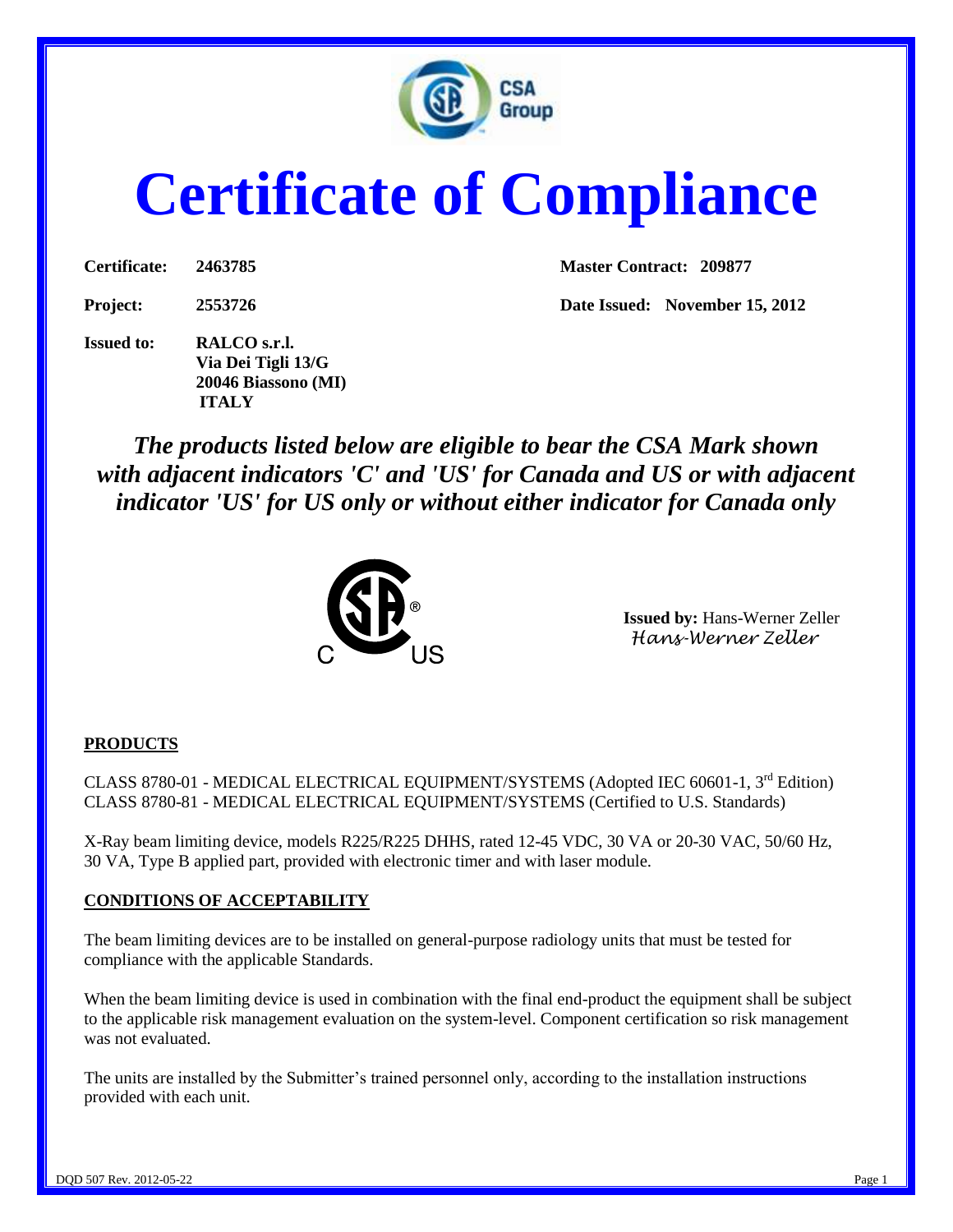# Certificate of Compliance

**Certificate:** 2463785 **Master Contract:** 209877

**Project:** 2553726 **Date Issued:** November 15, 2012

**Issued to:** RALCO s.r.l.
Via Dei Tigli 13/G
20046 Biassono (MI)
ITALY

***The products listed below are eligible to bear the CSA Mark shown with adjacent indicators 'C' and 'US' for Canada and US or with adjacent indicator 'US' for US only or without either indicator for Canada only***

**Issued by:** Hans-Werner Zeller
*Hans-Werner Zeller*

**PRODUCTS**

CLASS 8780-01 - MEDICAL ELECTRICAL EQUIPMENT/SYSTEMS (Adopted IEC 60601-1, 3rd Edition)
CLASS 8780-81 - MEDICAL ELECTRICAL EQUIPMENT/SYSTEMS (Certified to U.S. Standards)

X-Ray beam limiting device, models R225/R225 DHHS, rated 12-45 VDC, 30 VA or 20-30 VAC, 50/60 Hz, 30 VA, Type B applied part, provided with electronic timer and with laser module.

**CONDITIONS OF ACCEPTABILITY**

The beam limiting devices are to be installed on general-purpose radiology units that must be tested for compliance with the applicable Standards.

When the beam limiting device is used in combination with the final end-product the equipment shall be subject to the applicable risk management evaluation on the system-level. Component certification so risk management was not evaluated.

The units are installed by the Submitter's trained personnel only, according to the installation instructions provided with each unit.

DQD 507 Rev. 2012-05-22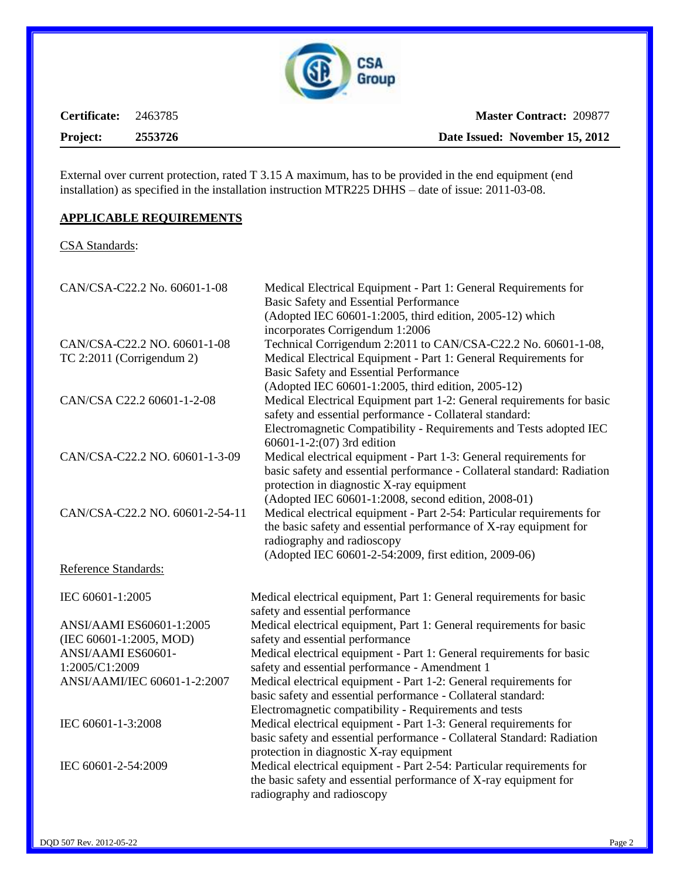**Certificate:** 2463785 **Master Contract:** 209877

**Project:** **2553726** **Date Issued: November 15, 2012**

External over current protection, rated T 3.15 A maximum, has to be provided in the end equipment (end installation) as specified in the installation instruction MTR225 DHHS – date of issue: 2011-03-08.

## APPLICABLE REQUIREMENTS

CSA Standards:

| | |
|---|---|
| CAN/CSA-C22.2 No. 60601-1-08 | Medical Electrical Equipment - Part 1: General Requirements for Basic Safety and Essential Performance (Adopted IEC 60601-1:2005, third edition, 2005-12) which incorporates Corrigendum 1:2006 |
| CAN/CSA-C22.2 NO. 60601-1-08 TC 2:2011 (Corrigendum 2) | Technical Corrigendum 2:2011 to CAN/CSA-C22.2 No. 60601-1-08, Medical Electrical Equipment - Part 1: General Requirements for Basic Safety and Essential Performance (Adopted IEC 60601-1:2005, third edition, 2005-12) |
| CAN/CSA C22.2 60601-1-2-08 | Medical Electrical Equipment part 1-2: General requirements for basic safety and essential performance - Collateral standard: Electromagnetic Compatibility - Requirements and Tests adopted IEC 60601-1-2:(07) 3rd edition |
| CAN/CSA-C22.2 NO. 60601-1-3-09 | Medical electrical equipment - Part 1-3: General requirements for basic safety and essential performance - Collateral standard: Radiation protection in diagnostic X-ray equipment (Adopted IEC 60601-1:2008, second edition, 2008-01) |
| CAN/CSA-C22.2 NO. 60601-2-54-11 | Medical electrical equipment - Part 2-54: Particular requirements for the basic safety and essential performance of X-ray equipment for radiography and radioscopy (Adopted IEC 60601-2-54:2009, first edition, 2009-06) |

Reference Standards:

| | |
|---|---|
| IEC 60601-1:2005 | Medical electrical equipment, Part 1: General requirements for basic safety and essential performance |
| ANSI/AAMI ES60601-1:2005 (IEC 60601-1:2005, MOD) | Medical electrical equipment, Part 1: General requirements for basic safety and essential performance |
| ANSI/AAMI ES60601-1:2005/C1:2009 | Medical electrical equipment - Part 1: General requirements for basic safety and essential performance - Amendment 1 |
| ANSI/AAMI/IEC 60601-1-2:2007 | Medical electrical equipment - Part 1-2: General requirements for basic safety and essential performance - Collateral standard: Electromagnetic compatibility - Requirements and tests |
| IEC 60601-1-3:2008 | Medical electrical equipment - Part 1-3: General requirements for basic safety and essential performance - Collateral Standard: Radiation protection in diagnostic X-ray equipment |
| IEC 60601-2-54:2009 | Medical electrical equipment - Part 2-54: Particular requirements for the basic safety and essential performance of X-ray equipment for radiography and radioscopy |

DQD 507 Rev. 2012-05-22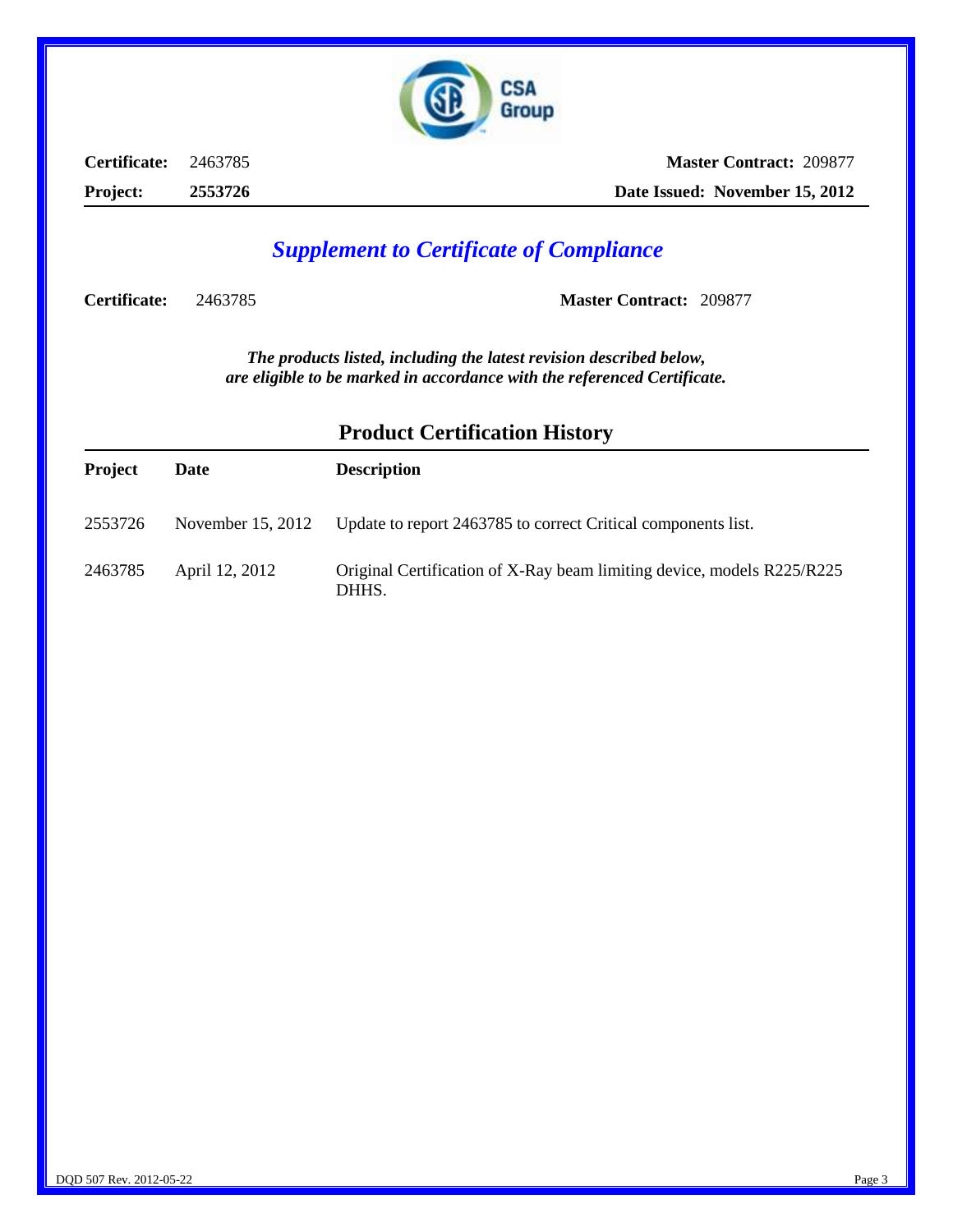**Certificate:** 2463785 **Master Contract:** 209877

**Project:** **2553726** **Date Issued: November 15, 2012**

## *Supplement to Certificate of Compliance*

**Certificate:** 2463785 **Master Contract:** 209877

***The products listed, including the latest revision described below, are eligible to be marked in accordance with the referenced Certificate.***

### Product Certification History

| Project | Date | Description |
|---|---|---|
| 2553726 | November 15, 2012 | Update to report 2463785 to correct Critical components list. |
| 2463785 | April 12, 2012 | Original Certification of X-Ray beam limiting device, models R225/R225 DHHS. |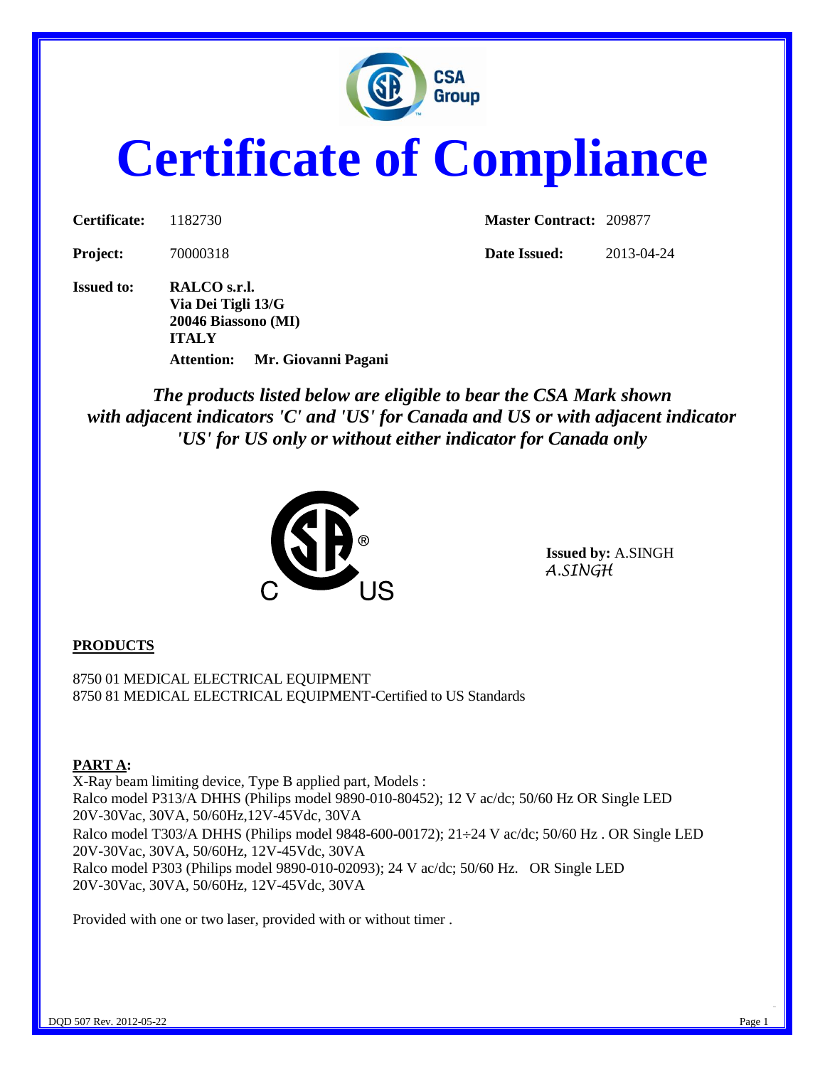# Certificate of Compliance

| | | | |
|---|---|---|---|
| **Certificate:** | 1182730 | **Master Contract:** | 209877 |
| **Project:** | 70000318 | **Date Issued:** | 2013-04-24 |

**Issued to:** **RALCO s.r.l.**
**Via Dei Tigli 13/G**
**20046 Biassono (MI)**
**ITALY**
**Attention: Mr. Giovanni Pagani**

***The products listed below are eligible to bear the CSA Mark shown with adjacent indicators 'C' and 'US' for Canada and US or with adjacent indicator 'US' for US only or without either indicator for Canada only***

**Issued by:** A.SINGH
A.SINGH

**PRODUCTS**

8750 01 MEDICAL ELECTRICAL EQUIPMENT
8750 81 MEDICAL ELECTRICAL EQUIPMENT-Certified to US Standards

**PART A:**
X-Ray beam limiting device, Type B applied part, Models :
Ralco model P313/A DHHS (Philips model 9890-010-80452); 12 V ac/dc; 50/60 Hz OR Single LED 20V-30Vac, 30VA, 50/60Hz,12V-45Vdc, 30VA
Ralco model T303/A DHHS (Philips model 9848-600-00172); 21÷24 V ac/dc; 50/60 Hz . OR Single LED 20V-30Vac, 30VA, 50/60Hz, 12V-45Vdc, 30VA
Ralco model P303 (Philips model 9890-010-02093); 24 V ac/dc; 50/60 Hz. OR Single LED 20V-30Vac, 30VA, 50/60Hz, 12V-45Vdc, 30VA

Provided with one or two laser, provided with or without timer .

DQD 507 Rev. 2012-05-22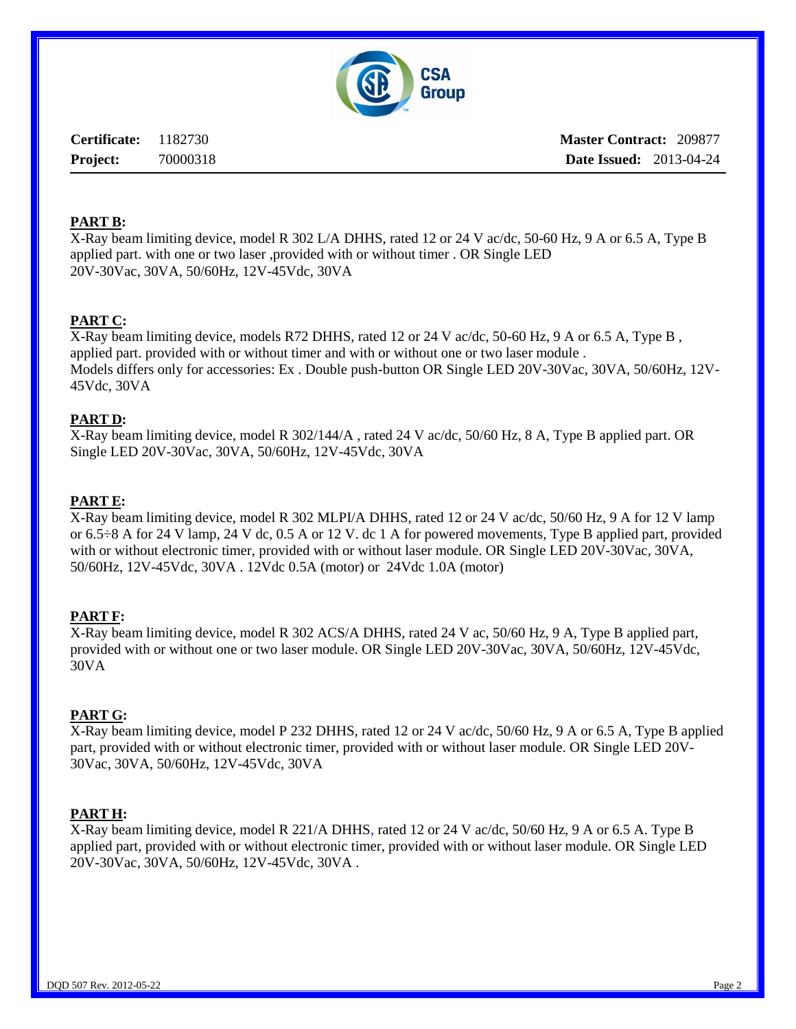**Certificate:** 1182730 **Master Contract:** 209877
**Project:** 70000318 **Date Issued:** 2013-04-24

**PART B:**
X-Ray beam limiting device, model R 302 L/A DHHS, rated 12 or 24 V ac/dc, 50-60 Hz, 9 A or 6.5 A, Type B applied part. with one or two laser ,provided with or without timer . OR Single LED 20V-30Vac, 30VA, 50/60Hz, 12V-45Vdc, 30VA

**PART C:**
X-Ray beam limiting device, models R72 DHHS, rated 12 or 24 V ac/dc, 50-60 Hz, 9 A or 6.5 A, Type B , applied part. provided with or without timer and with or without one or two laser module .
Models differs only for accessories: Ex . Double push-button OR Single LED 20V-30Vac, 30VA, 50/60Hz, 12V-45Vdc, 30VA

**PART D:**
X-Ray beam limiting device, model R 302/144/A , rated 24 V ac/dc, 50/60 Hz, 8 A, Type B applied part. OR Single LED 20V-30Vac, 30VA, 50/60Hz, 12V-45Vdc, 30VA

**PART E:**
X-Ray beam limiting device, model R 302 MLPI/A DHHS, rated 12 or 24 V ac/dc, 50/60 Hz, 9 A for 12 V lamp or 6.5÷8 A for 24 V lamp, 24 V dc, 0.5 A or 12 V. dc 1 A for powered movements, Type B applied part, provided with or without electronic timer, provided with or without laser module. OR Single LED 20V-30Vac, 30VA, 50/60Hz, 12V-45Vdc, 30VA . 12Vdc 0.5A (motor) or 24Vdc 1.0A (motor)

**PART F:**
X-Ray beam limiting device, model R 302 ACS/A DHHS, rated 24 V ac, 50/60 Hz, 9 A, Type B applied part, provided with or without one or two laser module. OR Single LED 20V-30Vac, 30VA, 50/60Hz, 12V-45Vdc, 30VA

**PART G:**
X-Ray beam limiting device, model P 232 DHHS, rated 12 or 24 V ac/dc, 50/60 Hz, 9 A or 6.5 A, Type B applied part, provided with or without electronic timer, provided with or without laser module. OR Single LED 20V-30Vac, 30VA, 50/60Hz, 12V-45Vdc, 30VA

**PART H:**
X-Ray beam limiting device, model R 221/A DHHS, rated 12 or 24 V ac/dc, 50/60 Hz, 9 A or 6.5 A. Type B applied part, provided with or without electronic timer, provided with or without laser module. OR Single LED 20V-30Vac, 30VA, 50/60Hz, 12V-45Vdc, 30VA .

DQD 507 Rev. 2012-05-22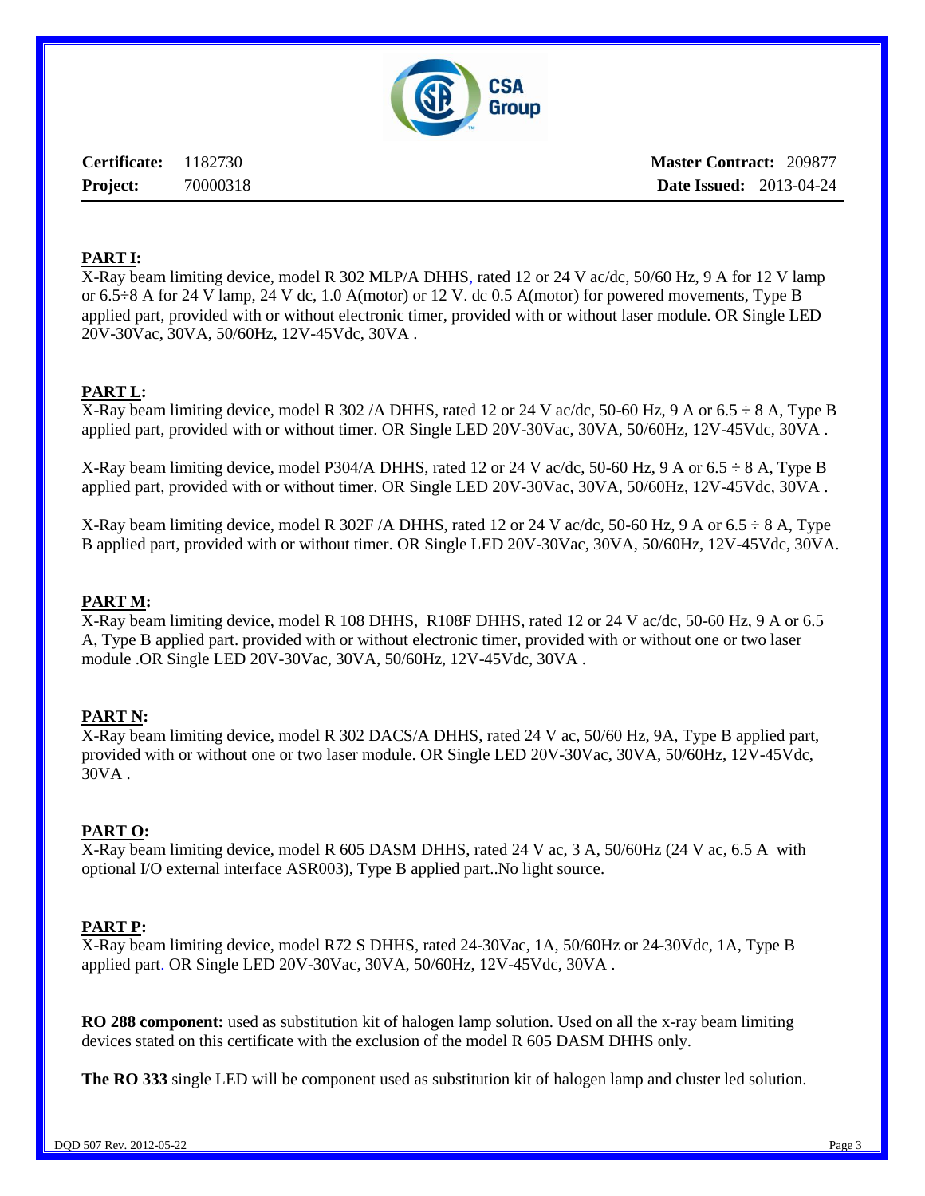**Certificate:** 1182730 **Master Contract:** 209877

**Project:** 70000318 **Date Issued:** 2013-04-24

**PART I:**

X-Ray beam limiting device, model R 302 MLP/A DHHS, rated 12 or 24 V ac/dc, 50/60 Hz, 9 A for 12 V lamp or 6.5÷8 A for 24 V lamp, 24 V dc, 1.0 A(motor) or 12 V. dc 0.5 A(motor) for powered movements, Type B applied part, provided with or without electronic timer, provided with or without laser module. OR Single LED 20V-30Vac, 30VA, 50/60Hz, 12V-45Vdc, 30VA .

**PART L:**

X-Ray beam limiting device, model R 302 /A DHHS, rated 12 or 24 V ac/dc, 50-60 Hz, 9 A or 6.5 ÷ 8 A, Type B applied part, provided with or without timer. OR Single LED 20V-30Vac, 30VA, 50/60Hz, 12V-45Vdc, 30VA .

X-Ray beam limiting device, model P304/A DHHS, rated 12 or 24 V ac/dc, 50-60 Hz, 9 A or 6.5 ÷ 8 A, Type B applied part, provided with or without timer. OR Single LED 20V-30Vac, 30VA, 50/60Hz, 12V-45Vdc, 30VA .

X-Ray beam limiting device, model R 302F /A DHHS, rated 12 or 24 V ac/dc, 50-60 Hz, 9 A or 6.5 ÷ 8 A, Type B applied part, provided with or without timer. OR Single LED 20V-30Vac, 30VA, 50/60Hz, 12V-45Vdc, 30VA.

**PART M:**

X-Ray beam limiting device, model R 108 DHHS, R108F DHHS, rated 12 or 24 V ac/dc, 50-60 Hz, 9 A or 6.5 A, Type B applied part. provided with or without electronic timer, provided with or without one or two laser module .OR Single LED 20V-30Vac, 30VA, 50/60Hz, 12V-45Vdc, 30VA .

**PART N:**

X-Ray beam limiting device, model R 302 DACS/A DHHS, rated 24 V ac, 50/60 Hz, 9A, Type B applied part, provided with or without one or two laser module. OR Single LED 20V-30Vac, 30VA, 50/60Hz, 12V-45Vdc, 30VA .

**PART O:**

X-Ray beam limiting device, model R 605 DASM DHHS, rated 24 V ac, 3 A, 50/60Hz (24 V ac, 6.5 A with optional I/O external interface ASR003), Type B applied part..No light source.

**PART P:**

X-Ray beam limiting device, model R72 S DHHS, rated 24-30Vac, 1A, 50/60Hz or 24-30Vdc, 1A, Type B applied part. OR Single LED 20V-30Vac, 30VA, 50/60Hz, 12V-45Vdc, 30VA .

**RO 288 component:** used as substitution kit of halogen lamp solution. Used on all the x-ray beam limiting devices stated on this certificate with the exclusion of the model R 605 DASM DHHS only.

**The RO 333** single LED will be component used as substitution kit of halogen lamp and cluster led solution.

DQD 507 Rev. 2012-05-22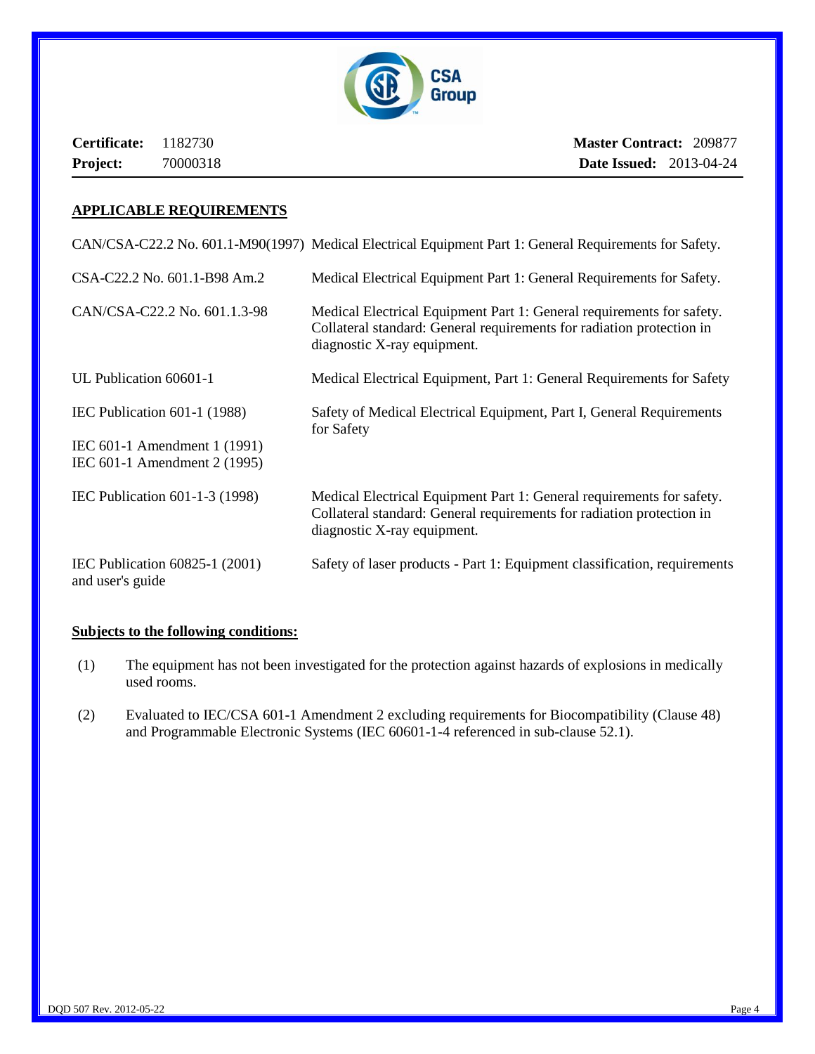**Certificate:** 1182730 **Master Contract:** 209877
**Project:** 70000318 **Date Issued:** 2013-04-24

## APPLICABLE REQUIREMENTS

| | |
|---|---|
| CAN/CSA-C22.2 No. 601.1-M90(1997) | Medical Electrical Equipment Part 1: General Requirements for Safety. |
| CSA-C22.2 No. 601.1-B98 Am.2 | Medical Electrical Equipment Part 1: General Requirements for Safety. |
| CAN/CSA-C22.2 No. 601.1.3-98 | Medical Electrical Equipment Part 1: General requirements for safety. Collateral standard: General requirements for radiation protection in diagnostic X-ray equipment. |
| UL Publication 60601-1 | Medical Electrical Equipment, Part 1: General Requirements for Safety |
| IEC Publication 601-1 (1988) | Safety of Medical Electrical Equipment, Part I, General Requirements for Safety |
| IEC 601-1 Amendment 1 (1991) IEC 601-1 Amendment 2 (1995) | |
| IEC Publication 601-1-3 (1998) | Medical Electrical Equipment Part 1: General requirements for safety. Collateral standard: General requirements for radiation protection in diagnostic X-ray equipment. |
| IEC Publication 60825-1 (2001) and user's guide | Safety of laser products - Part 1: Equipment classification, requirements |

## Subjects to the following conditions:

(1) The equipment has not been investigated for the protection against hazards of explosions in medically used rooms.

(2) Evaluated to IEC/CSA 601-1 Amendment 2 excluding requirements for Biocompatibility (Clause 48) and Programmable Electronic Systems (IEC 60601-1-4 referenced in sub-clause 52.1).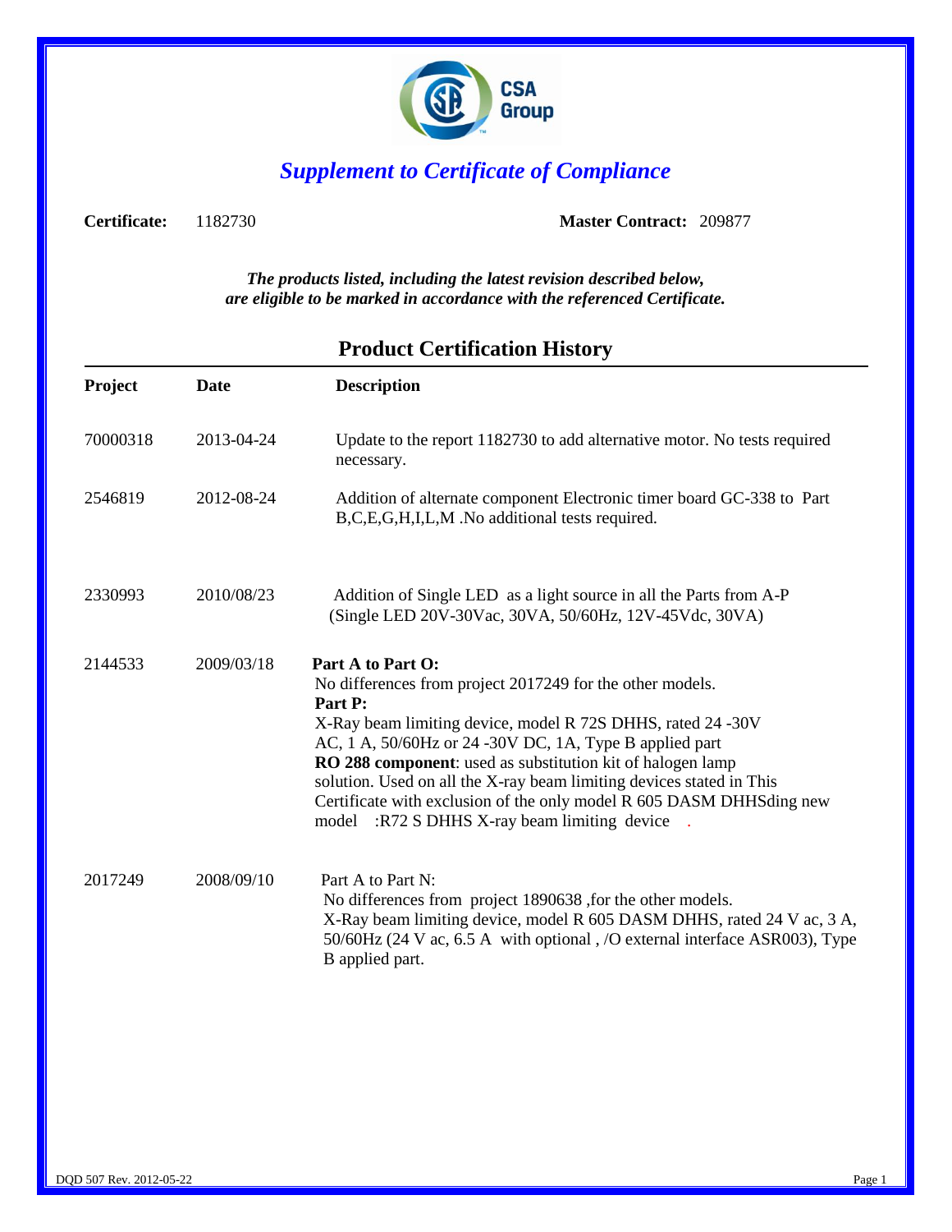# Supplement to Certificate of Compliance

**Certificate:** 1182730 **Master Contract:** 209877

*The products listed, including the latest revision described below, are eligible to be marked in accordance with the referenced Certificate.*

## Product Certification History

| Project | Date | Description |
|---|---|---|
| 70000318 | 2013-04-24 | Update to the report 1182730 to add alternative motor. No tests required necessary. |
| 2546819 | 2012-08-24 | Addition of alternate component Electronic timer board GC-338 to Part B,C,E,G,H,I,L,M .No additional tests required. |
| 2330993 | 2010/08/23 | Addition of Single LED as a light source in all the Parts from A-P (Single LED 20V-30Vac, 30VA, 50/60Hz, 12V-45Vdc, 30VA) |
| 2144533 | 2009/03/18 | **Part A to Part O:** No differences from project 2017249 for the other models. **Part P:** X-Ray beam limiting device, model R 72S DHHS, rated 24 -30V AC, 1 A, 50/60Hz or 24 -30V DC, 1A, Type B applied part **RO 288 component**: used as substitution kit of halogen lamp solution. Used on all the X-ray beam limiting devices stated in This Certificate with exclusion of the only model R 605 DASM DHHSding new model :R72 S DHHS X-ray beam limiting device . |
| 2017249 | 2008/09/10 | Part A to Part N: No differences from project 1890638 ,for the other models. X-Ray beam limiting device, model R 605 DASM DHHS, rated 24 V ac, 3 A, 50/60Hz (24 V ac, 6.5 A with optional , /O external interface ASR003), Type B applied part. |

DQD 507 Rev. 2012-05-22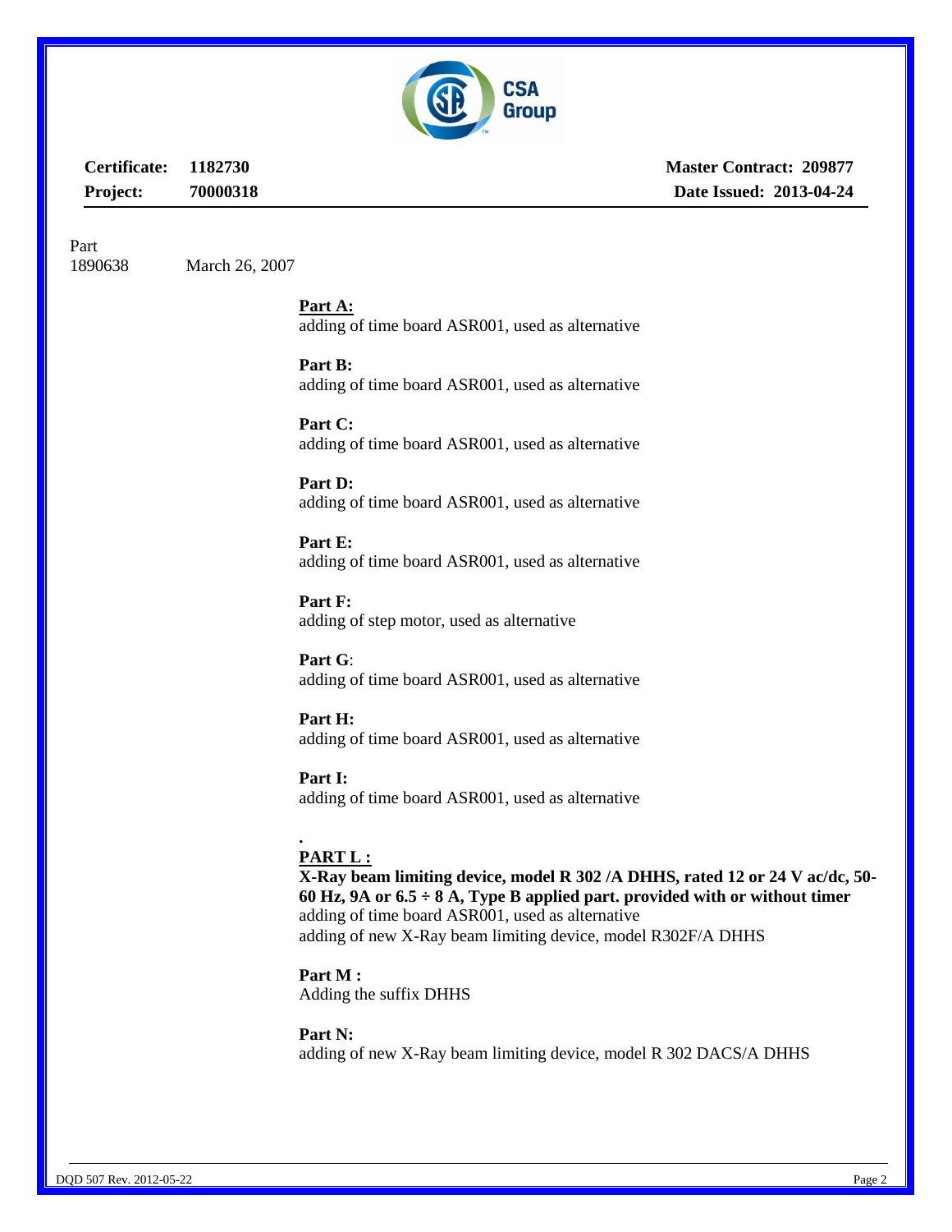**Certificate:** 1182730 **Master Contract:** 209877

**Project:** 70000318 **Date Issued:** 2013-04-24

| Part | | |
|---|---|---|
| 1890638 | March 26, 2007 | |

**Part A:**
adding of time board ASR001, used as alternative

**Part B:**
adding of time board ASR001, used as alternative

**Part C:**
adding of time board ASR001, used as alternative

**Part D:**
adding of time board ASR001, used as alternative

**Part E:**
adding of time board ASR001, used as alternative

**Part F:**
adding of step motor, used as alternative

**Part G**:
adding of time board ASR001, used as alternative

**Part H:**
adding of time board ASR001, used as alternative

**Part I:**
adding of time board ASR001, used as alternative

.

**PART L :**

**X-Ray beam limiting device, model R 302 /A DHHS, rated 12 or 24 V ac/dc, 50-60 Hz, 9A or 6.5 ÷ 8 A, Type B applied part. provided with or without timer**
adding of time board ASR001, used as alternative
adding of new X-Ray beam limiting device, model R302F/A DHHS

**Part M :**
Adding the suffix DHHS

**Part N:**
adding of new X-Ray beam limiting device, model R 302 DACS/A DHHS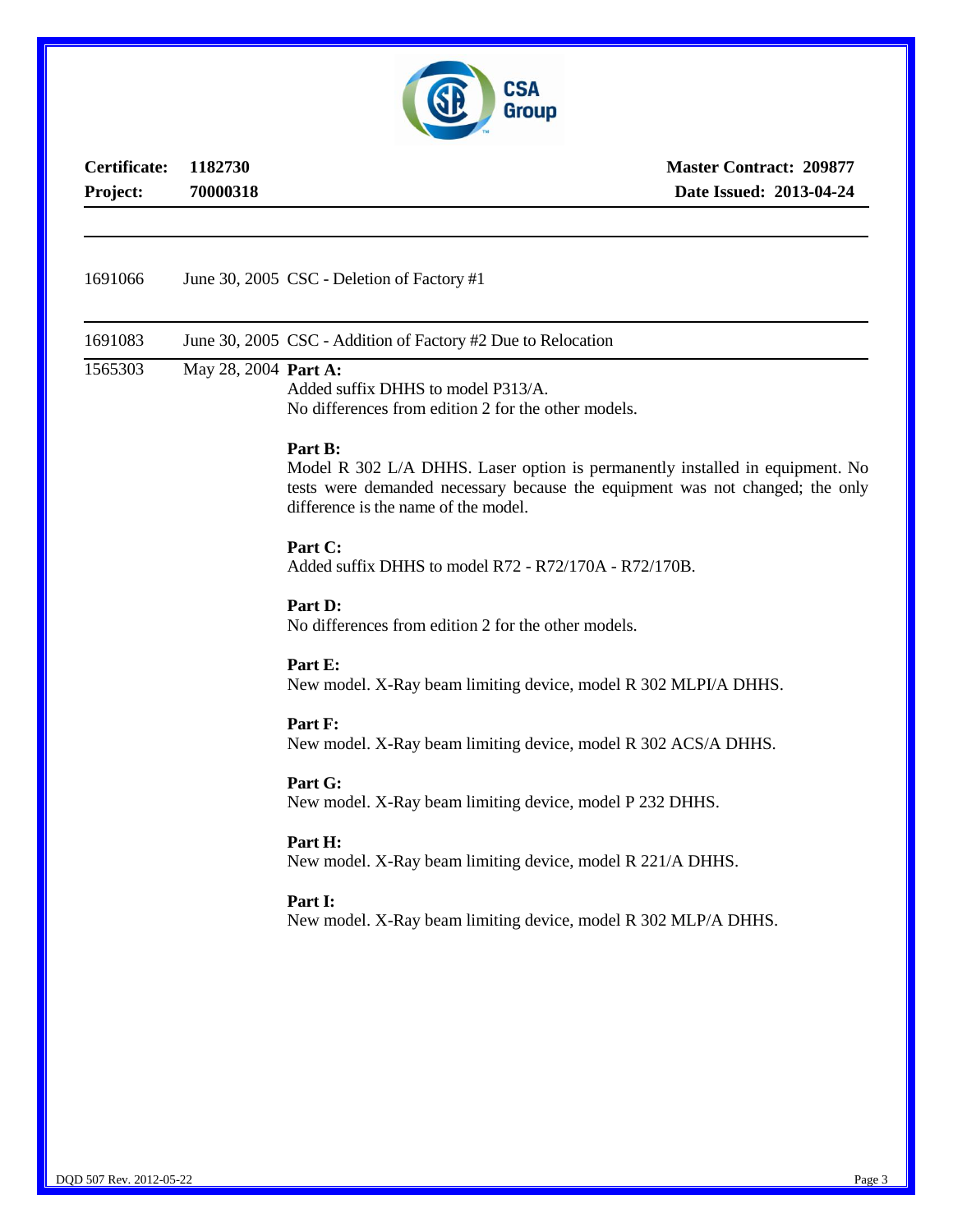**Certificate:** **1182730** **Master Contract: 209877**
**Project:** **70000318** **Date Issued: 2013-04-24**

| | | |
|---|---|---|
| 1691066 | June 30, 2005 | CSC - Deletion of Factory #1 |
| 1691083 | June 30, 2005 | CSC - Addition of Factory #2 Due to Relocation |
| 1565303 | May 28, 2004 | **Part A:** Added suffix DHHS to model P313/A. No differences from edition 2 for the other models.<br><br>**Part B:** Model R 302 L/A DHHS. Laser option is permanently installed in equipment. No tests were demanded necessary because the equipment was not changed; the only difference is the name of the model.<br><br>**Part C:** Added suffix DHHS to model R72 - R72/170A - R72/170B.<br><br>**Part D:** No differences from edition 2 for the other models.<br><br>**Part E:** New model. X-Ray beam limiting device, model R 302 MLPI/A DHHS.<br><br>**Part F:** New model. X-Ray beam limiting device, model R 302 ACS/A DHHS.<br><br>**Part G:** New model. X-Ray beam limiting device, model P 232 DHHS.<br><br>**Part H:** New model. X-Ray beam limiting device, model R 221/A DHHS.<br><br>**Part I:** New model. X-Ray beam limiting device, model R 302 MLP/A DHHS. |

DQD 507 Rev. 2012-05-22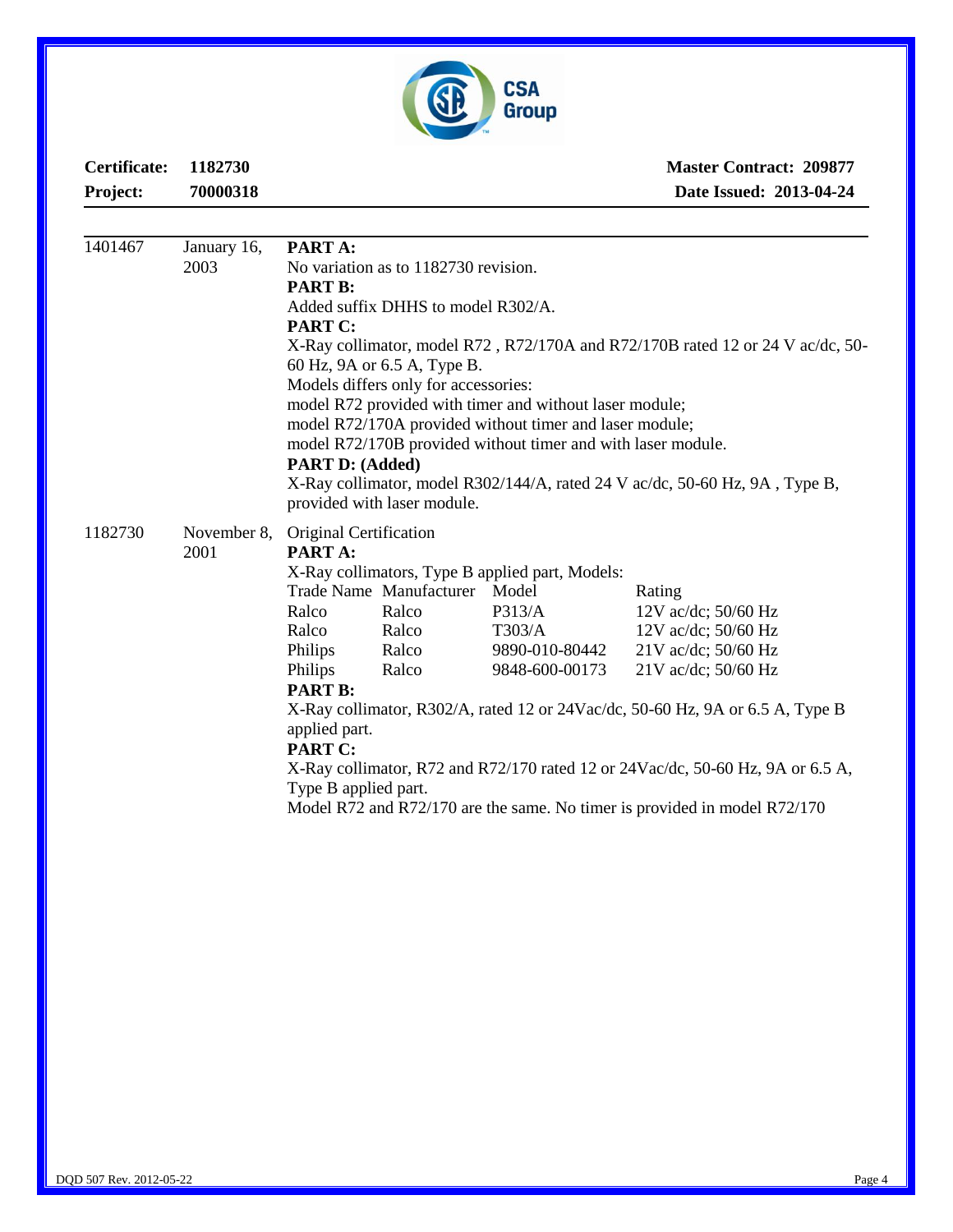**Certificate:** 1182730 **Master Contract:** 209877

**Project:** 70000318 **Date Issued:** 2013-04-24

| | | |
|---|---|---|
| 1401467 | January 16, 2003 | **PART A:**<br>No variation as to 1182730 revision.<br>**PART B:**<br>Added suffix DHHS to model R302/A.<br>**PART C:**<br>X-Ray collimator, model R72 , R72/170A and R72/170B rated 12 or 24 V ac/dc, 50-60 Hz, 9A or 6.5 A, Type B.<br>Models differs only for accessories:<br>model R72 provided with timer and without laser module;<br>model R72/170A provided without timer and laser module;<br>model R72/170B provided without timer and with laser module.<br>**PART D: (Added)**<br>X-Ray collimator, model R302/144/A, rated 24 V ac/dc, 50-60 Hz, 9A , Type B, provided with laser module. |
| 1182730 | November 8, 2001 | Original Certification<br>**PART A:**<br>X-Ray collimators, Type B applied part, Models:<br>Trade Name / Manufacturer / Model / Rating<br>Ralco / Ralco / P313/A / 12V ac/dc; 50/60 Hz<br>Ralco / Ralco / T303/A / 12V ac/dc; 50/60 Hz<br>Philips / Ralco / 9890-010-80442 / 21V ac/dc; 50/60 Hz<br>Philips / Ralco / 9848-600-00173 / 21V ac/dc; 50/60 Hz<br>**PART B:**<br>X-Ray collimator, R302/A, rated 12 or 24Vac/dc, 50-60 Hz, 9A or 6.5 A, Type B applied part.<br>**PART C:**<br>X-Ray collimator, R72 and R72/170 rated 12 or 24Vac/dc, 50-60 Hz, 9A or 6.5 A, Type B applied part.<br>Model R72 and R72/170 are the same. No timer is provided in model R72/170 |

DQD 507 Rev. 2012-05-22